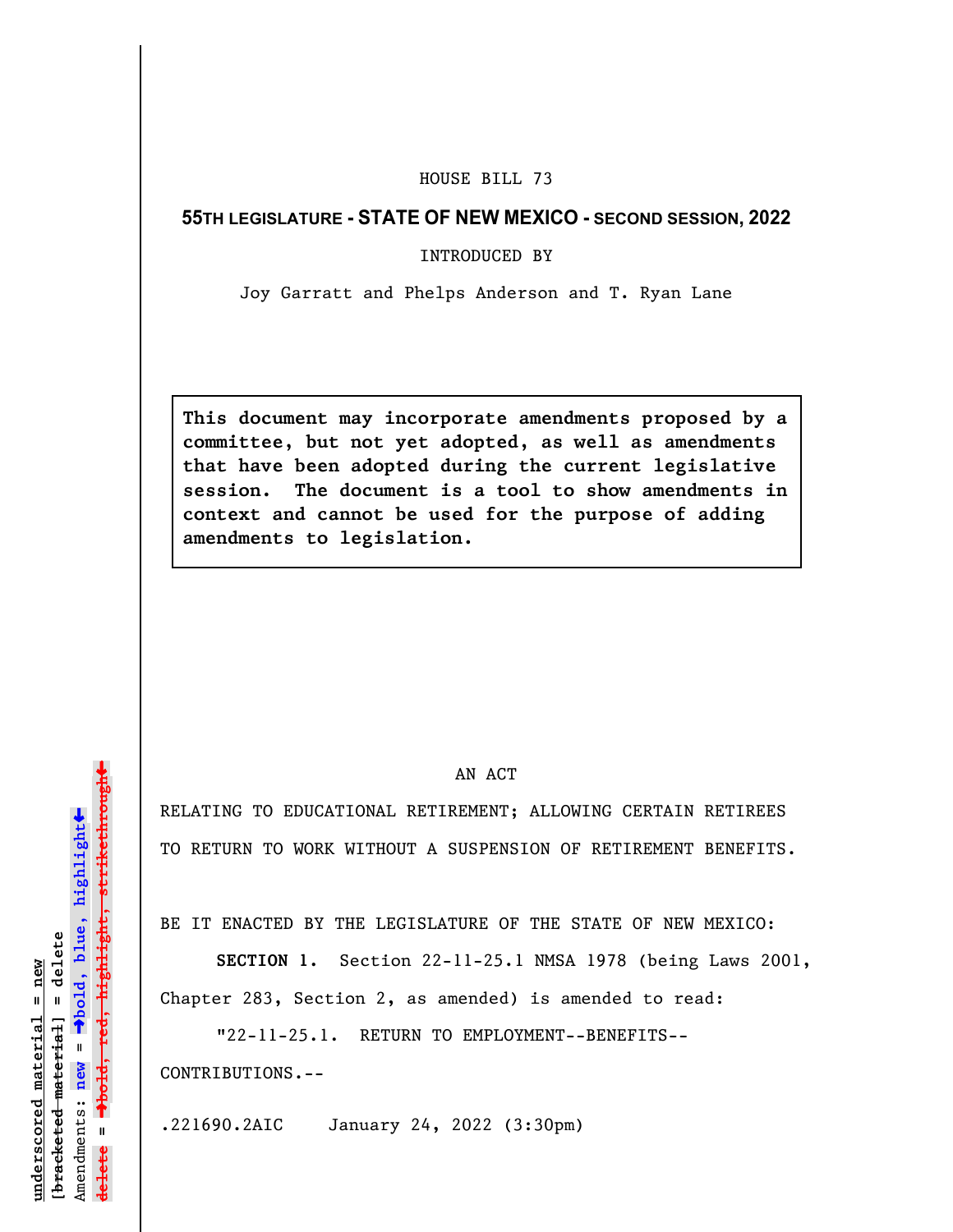HOUSE BILL 73

**55TH LEGISLATURE - STATE OF NEW MEXICO - SECOND SESSION, 2022**

INTRODUCED BY

Joy Garratt and Phelps Anderson and T. Ryan Lane

**This document may incorporate amendments proposed by a committee, but not yet adopted, as well as amendments that have been adopted during the current legislative session. The document is a tool to show amendments in context and cannot be used for the purpose of adding amendments to legislation.**

AN ACT

RELATING TO EDUCATIONAL RETIREMENT; ALLOWING CERTAIN RETIREES TO RETURN TO WORK WITHOUT A SUSPENSION OF RETIREMENT BENEFITS.

BE IT ENACTED BY THE LEGISLATURE OF THE STATE OF NEW MEXICO:

**SECTION 1.** Section 22-11-25.1 NMSA 1978 (being Laws 2001, Chapter 283, Section 2, as amended) is amended to read:

"22-11-25.1. RETURN TO EMPLOYMENT--BENEFITS--CONTRIBUTIONS.--

.221690.2AIC January 24, 2022 (3:30pm)

underscored material = new
[bracketed material] = delete
Amendments: new = →bold, blue, highlight←
delete = →bold, red, highlight, strikethrough←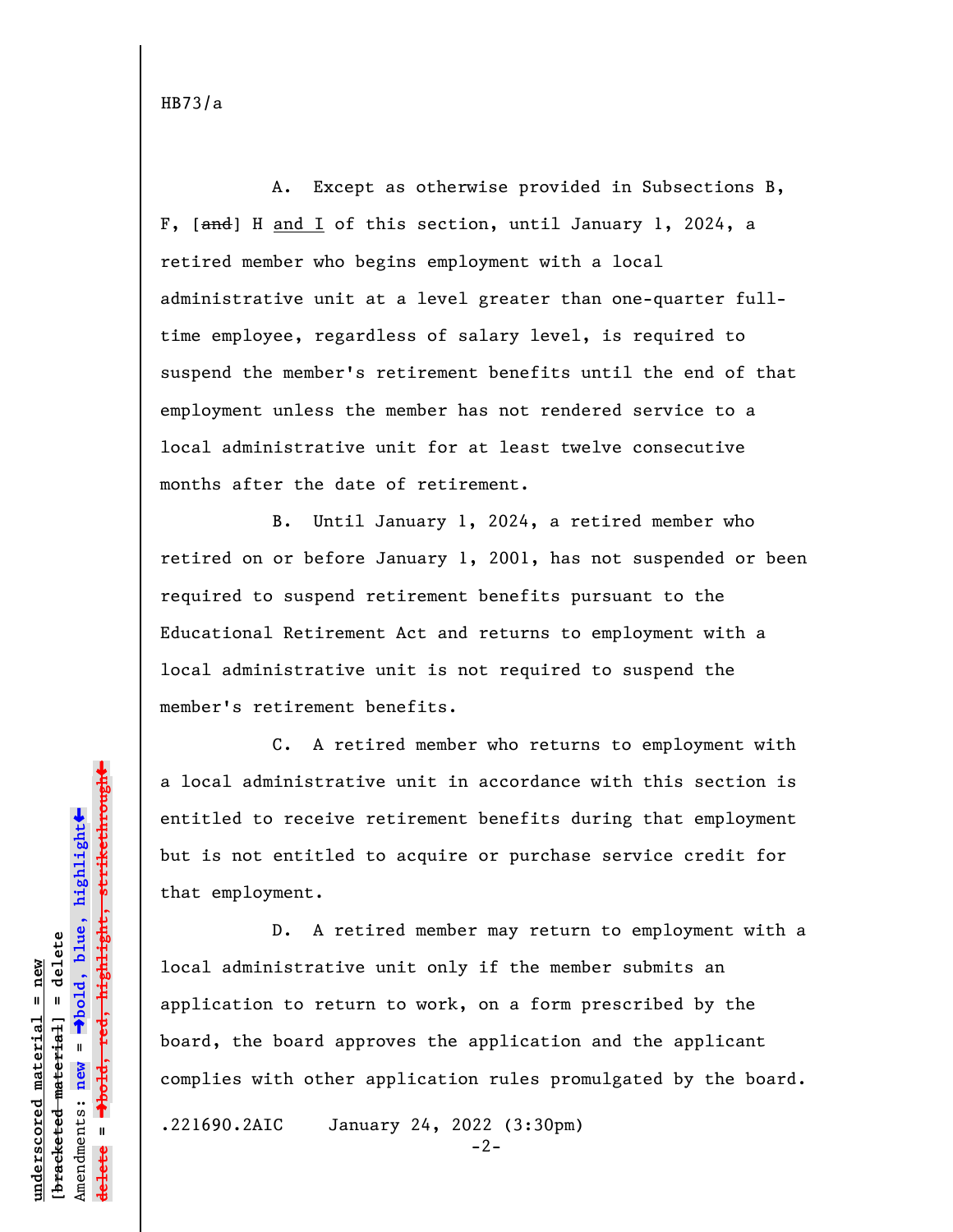HB73/a

A. Except as otherwise provided in Subsections B, F, [~~and~~] H and I of this section, until January 1, 2024, a retired member who begins employment with a local administrative unit at a level greater than one-quarter full-time employee, regardless of salary level, is required to suspend the member's retirement benefits until the end of that employment unless the member has not rendered service to a local administrative unit for at least twelve consecutive months after the date of retirement.

B. Until January 1, 2024, a retired member who retired on or before January 1, 2001, has not suspended or been required to suspend retirement benefits pursuant to the Educational Retirement Act and returns to employment with a local administrative unit is not required to suspend the member's retirement benefits.

C. A retired member who returns to employment with a local administrative unit in accordance with this section is entitled to receive retirement benefits during that employment but is not entitled to acquire or purchase service credit for that employment.

D. A retired member may return to employment with a local administrative unit only if the member submits an application to return to work, on a form prescribed by the board, the board approves the application and the applicant complies with other application rules promulgated by the board.

.221690.2AIC January 24, 2022 (3:30pm)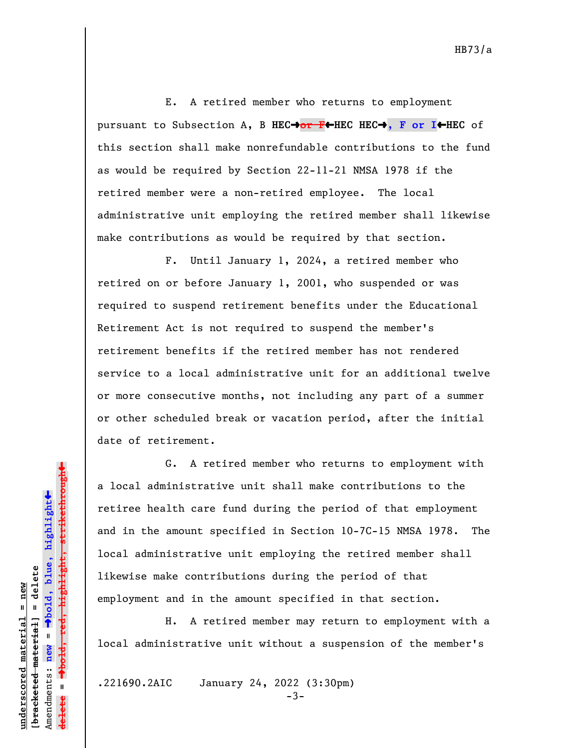E. A retired member who returns to employment pursuant to Subsection A, B **HEC→~~or F~~←HEC HEC→, F or I←HEC** of this section shall make nonrefundable contributions to the fund as would be required by Section 22-11-21 NMSA 1978 if the retired member were a non-retired employee. The local administrative unit employing the retired member shall likewise make contributions as would be required by that section.

F. Until January 1, 2024, a retired member who retired on or before January 1, 2001, who suspended or was required to suspend retirement benefits under the Educational Retirement Act is not required to suspend the member's retirement benefits if the retired member has not rendered service to a local administrative unit for an additional twelve or more consecutive months, not including any part of a summer or other scheduled break or vacation period, after the initial date of retirement.

G. A retired member who returns to employment with a local administrative unit shall make contributions to the retiree health care fund during the period of that employment and in the amount specified in Section 10-7C-15 NMSA 1978. The local administrative unit employing the retired member shall likewise make contributions during the period of that employment and in the amount specified in that section.

H. A retired member may return to employment with a local administrative unit without a suspension of the member's

.221690.2AIC January 24, 2022 (3:30pm)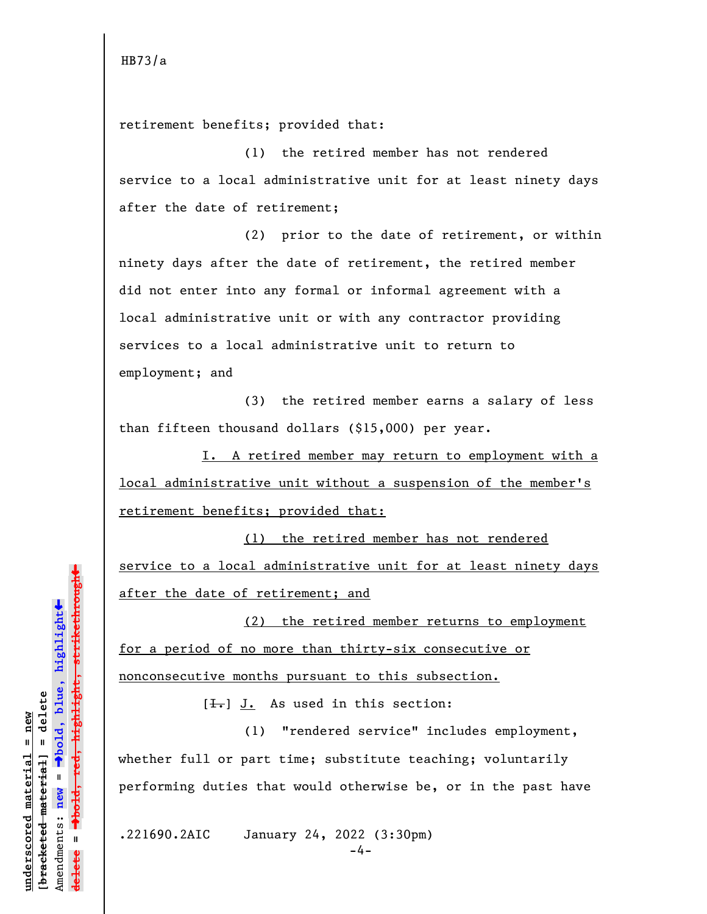retirement benefits; provided that:

(1) the retired member has not rendered service to a local administrative unit for at least ninety days after the date of retirement;

(2) prior to the date of retirement, or within ninety days after the date of retirement, the retired member did not enter into any formal or informal agreement with a local administrative unit or with any contractor providing services to a local administrative unit to return to employment; and

(3) the retired member earns a salary of less than fifteen thousand dollars ($15,000) per year.

<u>I. A retired member may return to employment with a local administrative unit without a suspension of the member's retirement benefits; provided that:</u>

<u>(1) the retired member has not rendered service to a local administrative unit for at least ninety days after the date of retirement; and</u>

<u>(2) the retired member returns to employment for a period of no more than thirty-six consecutive or nonconsecutive months pursuant to this subsection.</u>

[~~I.~~] <u>J.</u> As used in this section:

(1) "rendered service" includes employment, whether full or part time; substitute teaching; voluntarily performing duties that would otherwise be, or in the past have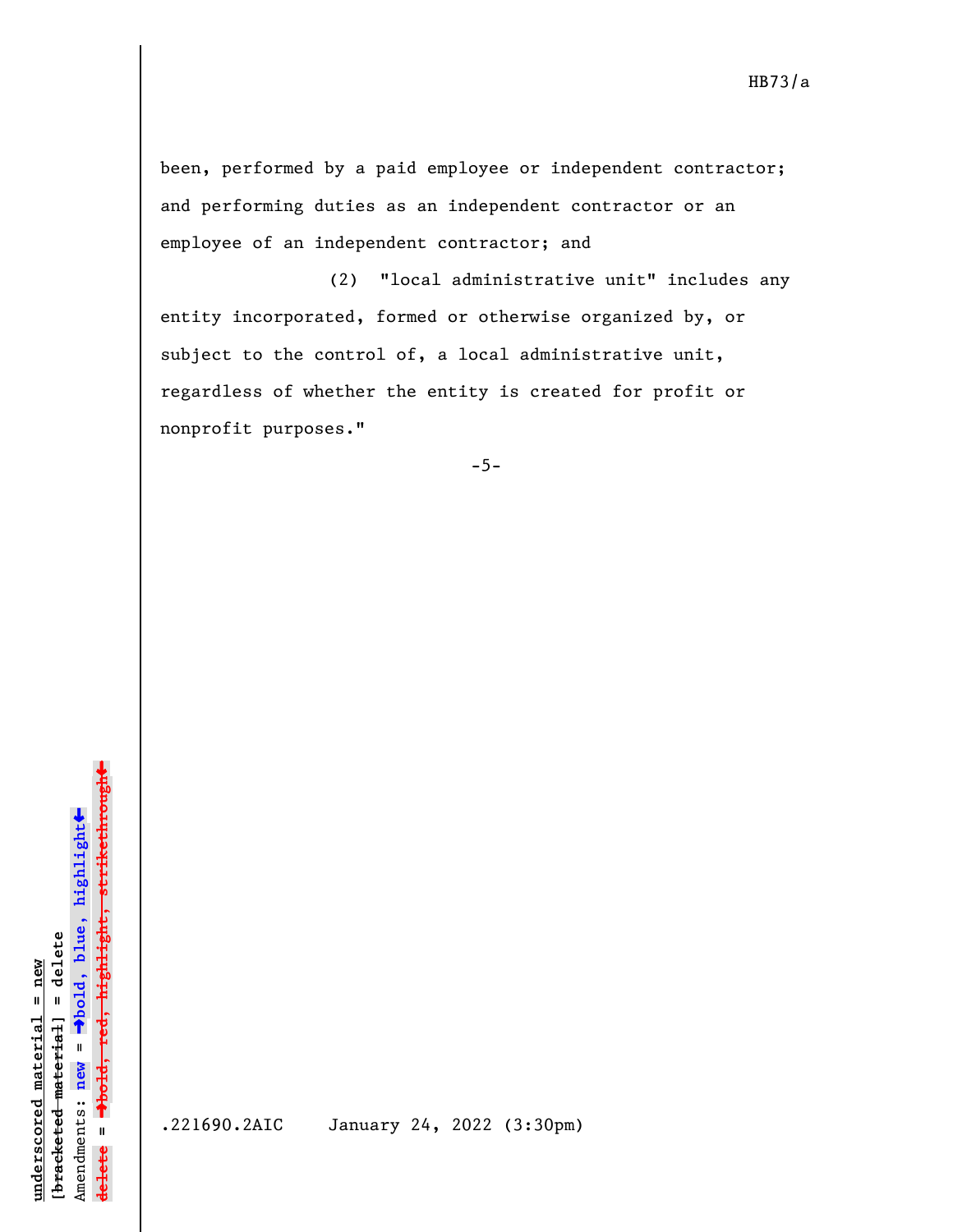been, performed by a paid employee or independent contractor; and performing duties as an independent contractor or an employee of an independent contractor; and

(2) "local administrative unit" includes any entity incorporated, formed or otherwise organized by, or subject to the control of, a local administrative unit, regardless of whether the entity is created for profit or nonprofit purposes."

.221690.2AIC January 24, 2022 (3:30pm)